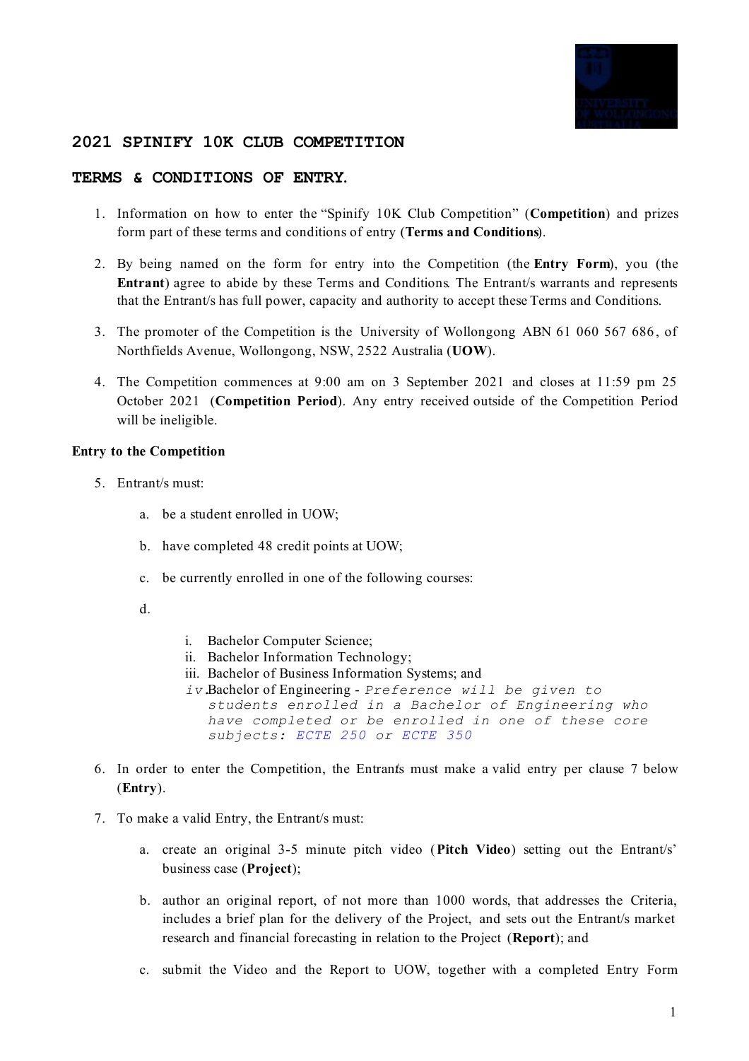# 2021 SPINIFY 10K CLUB COMPETITION

## TERMS & CONDITIONS OF ENTRY.

1. Information on how to enter the "Spinify 10K Club Competition" (**Competition**) and prizes form part of these terms and conditions of entry (**Terms and Conditions**).

2. By being named on the form for entry into the Competition (the **Entry Form**), you (the **Entrant**) agree to abide by these Terms and Conditions. The Entrant/s warrants and represents that the Entrant/s has full power, capacity and authority to accept these Terms and Conditions.

3. The promoter of the Competition is the University of Wollongong ABN 61 060 567 686, of Northfields Avenue, Wollongong, NSW, 2522 Australia (**UOW**).

4. The Competition commences at 9:00 am on 3 September 2021 and closes at 11:59 pm 25 October 2021 (**Competition Period**). Any entry received outside of the Competition Period will be ineligible.

**Entry to the Competition**

5. Entrant/s must:

   a. be a student enrolled in UOW;

   b. have completed 48 credit points at UOW;

   c. be currently enrolled in one of the following courses:

   d.

      i. Bachelor Computer Science;
      ii. Bachelor Information Technology;
      iii. Bachelor of Business Information Systems; and
      iv. Bachelor of Engineering - *Preference will be given to students enrolled in a Bachelor of Engineering who have completed or be enrolled in one of these core subjects: ECTE 250 or ECTE 350*

6. In order to enter the Competition, the Entrant/s must make a valid entry per clause 7 below (**Entry**).

7. To make a valid Entry, the Entrant/s must:

   a. create an original 3-5 minute pitch video (**Pitch Video**) setting out the Entrant/s' business case (**Project**);

   b. author an original report, of not more than 1000 words, that addresses the Criteria, includes a brief plan for the delivery of the Project, and sets out the Entrant/s market research and financial forecasting in relation to the Project (**Report**); and

   c. submit the Video and the Report to UOW, together with a completed Entry Form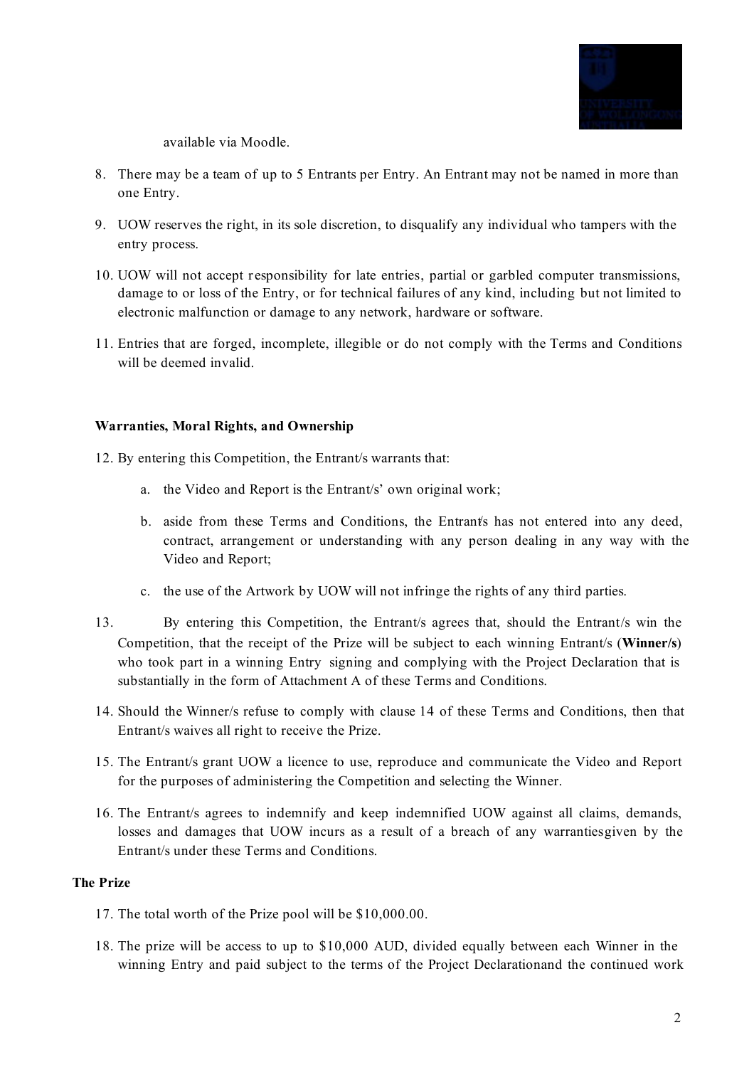available via Moodle.

8. There may be a team of up to 5 Entrants per Entry. An Entrant may not be named in more than one Entry.

9. UOW reserves the right, in its sole discretion, to disqualify any individual who tampers with the entry process.

10. UOW will not accept responsibility for late entries, partial or garbled computer transmissions, damage to or loss of the Entry, or for technical failures of any kind, including but not limited to electronic malfunction or damage to any network, hardware or software.

11. Entries that are forged, incomplete, illegible or do not comply with the Terms and Conditions will be deemed invalid.

**Warranties, Moral Rights, and Ownership**

12. By entering this Competition, the Entrant/s warrants that:

    a. the Video and Report is the Entrant/s' own original work;

    b. aside from these Terms and Conditions, the Entrant/s has not entered into any deed, contract, arrangement or understanding with any person dealing in any way with the Video and Report;

    c. the use of the Artwork by UOW will not infringe the rights of any third parties.

13. By entering this Competition, the Entrant/s agrees that, should the Entrant/s win the Competition, that the receipt of the Prize will be subject to each winning Entrant/s (**Winner/s**) who took part in a winning Entry signing and complying with the Project Declaration that is substantially in the form of Attachment A of these Terms and Conditions.

14. Should the Winner/s refuse to comply with clause 14 of these Terms and Conditions, then that Entrant/s waives all right to receive the Prize.

15. The Entrant/s grant UOW a licence to use, reproduce and communicate the Video and Report for the purposes of administering the Competition and selecting the Winner.

16. The Entrant/s agrees to indemnify and keep indemnified UOW against all claims, demands, losses and damages that UOW incurs as a result of a breach of any warrantiesgiven by the Entrant/s under these Terms and Conditions.

**The Prize**

17. The total worth of the Prize pool will be $10,000.00.

18. The prize will be access to up to $10,000 AUD, divided equally between each Winner in the winning Entry and paid subject to the terms of the Project Declarationand the continued work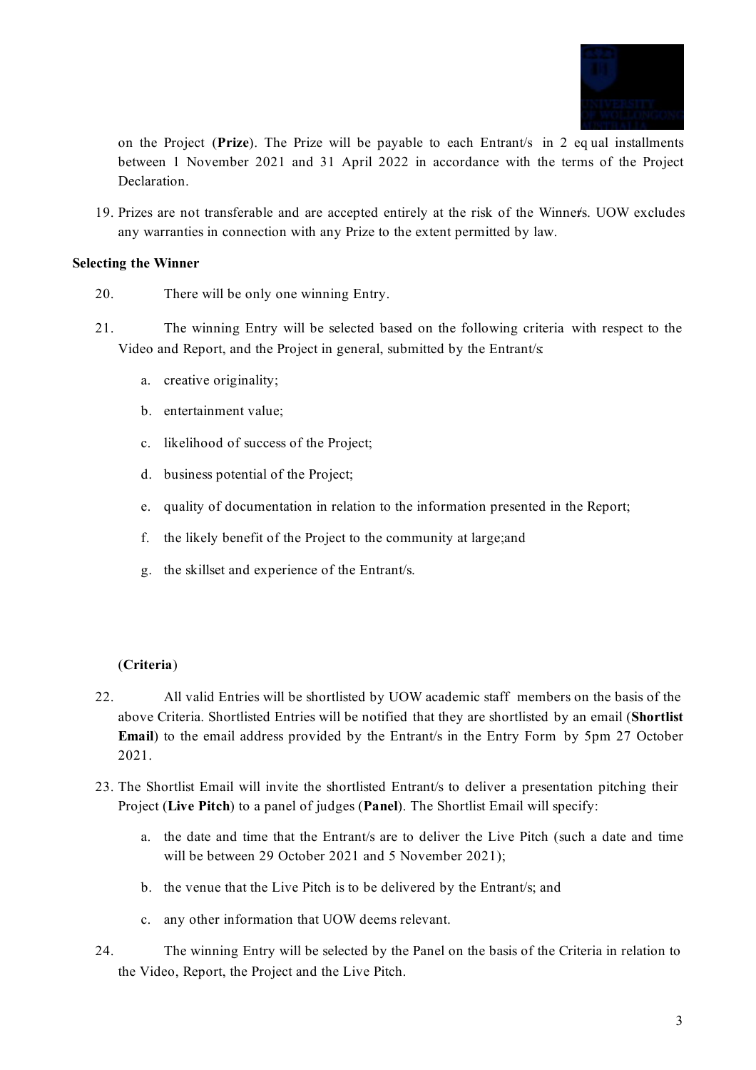on the Project (**Prize**). The Prize will be payable to each Entrant/s in 2 equal installments between 1 November 2021 and 31 April 2022 in accordance with the terms of the Project Declaration.

19. Prizes are not transferable and are accepted entirely at the risk of the Winner/s. UOW excludes any warranties in connection with any Prize to the extent permitted by law.

**Selecting the Winner**

20. There will be only one winning Entry.

21. The winning Entry will be selected based on the following criteria with respect to the Video and Report, and the Project in general, submitted by the Entrant/s:

    a. creative originality;

    b. entertainment value;

    c. likelihood of success of the Project;

    d. business potential of the Project;

    e. quality of documentation in relation to the information presented in the Report;

    f. the likely benefit of the Project to the community at large; and

    g. the skillset and experience of the Entrant/s.

(**Criteria**)

22. All valid Entries will be shortlisted by UOW academic staff members on the basis of the above Criteria. Shortlisted Entries will be notified that they are shortlisted by an email (**Shortlist Email**) to the email address provided by the Entrant/s in the Entry Form by 5pm 27 October 2021.

23. The Shortlist Email will invite the shortlisted Entrant/s to deliver a presentation pitching their Project (**Live Pitch**) to a panel of judges (**Panel**). The Shortlist Email will specify:

    a. the date and time that the Entrant/s are to deliver the Live Pitch (such a date and time will be between 29 October 2021 and 5 November 2021);

    b. the venue that the Live Pitch is to be delivered by the Entrant/s; and

    c. any other information that UOW deems relevant.

24. The winning Entry will be selected by the Panel on the basis of the Criteria in relation to the Video, Report, the Project and the Live Pitch.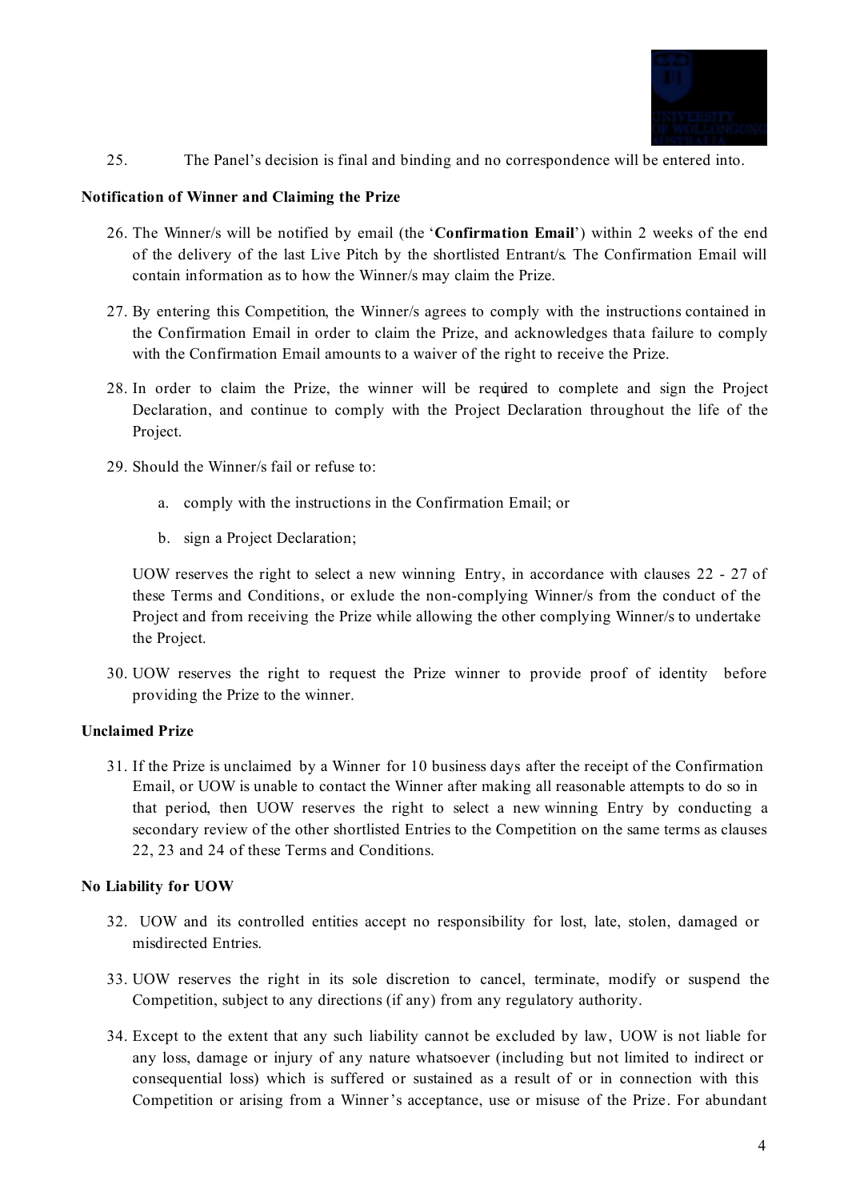25. The Panel's decision is final and binding and no correspondence will be entered into.

**Notification of Winner and Claiming the Prize**

26. The Winner/s will be notified by email (the '**Confirmation Email**') within 2 weeks of the end of the delivery of the last Live Pitch by the shortlisted Entrant/s. The Confirmation Email will contain information as to how the Winner/s may claim the Prize.

27. By entering this Competition, the Winner/s agrees to comply with the instructions contained in the Confirmation Email in order to claim the Prize, and acknowledges that a failure to comply with the Confirmation Email amounts to a waiver of the right to receive the Prize.

28. In order to claim the Prize, the winner will be required to complete and sign the Project Declaration, and continue to comply with the Project Declaration throughout the life of the Project.

29. Should the Winner/s fail or refuse to:

    a. comply with the instructions in the Confirmation Email; or

    b. sign a Project Declaration;

    UOW reserves the right to select a new winning Entry, in accordance with clauses 22 - 27 of these Terms and Conditions, or exlude the non-complying Winner/s from the conduct of the Project and from receiving the Prize while allowing the other complying Winner/s to undertake the Project.

30. UOW reserves the right to request the Prize winner to provide proof of identity before providing the Prize to the winner.

**Unclaimed Prize**

31. If the Prize is unclaimed by a Winner for 10 business days after the receipt of the Confirmation Email, or UOW is unable to contact the Winner after making all reasonable attempts to do so in that period, then UOW reserves the right to select a new winning Entry by conducting a secondary review of the other shortlisted Entries to the Competition on the same terms as clauses 22, 23 and 24 of these Terms and Conditions.

**No Liability for UOW**

32. UOW and its controlled entities accept no responsibility for lost, late, stolen, damaged or misdirected Entries.

33. UOW reserves the right in its sole discretion to cancel, terminate, modify or suspend the Competition, subject to any directions (if any) from any regulatory authority.

34. Except to the extent that any such liability cannot be excluded by law, UOW is not liable for any loss, damage or injury of any nature whatsoever (including but not limited to indirect or consequential loss) which is suffered or sustained as a result of or in connection with this Competition or arising from a Winner's acceptance, use or misuse of the Prize. For abundant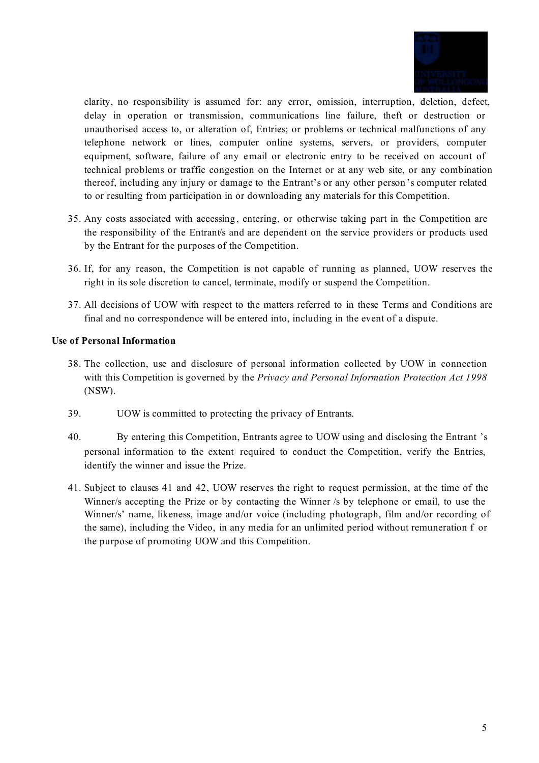clarity, no responsibility is assumed for: any error, omission, interruption, deletion, defect, delay in operation or transmission, communications line failure, theft or destruction or unauthorised access to, or alteration of, Entries; or problems or technical malfunctions of any telephone network or lines, computer online systems, servers, or providers, computer equipment, software, failure of any email or electronic entry to be received on account of technical problems or traffic congestion on the Internet or at any web site, or any combination thereof, including any injury or damage to the Entrant's or any other person's computer related to or resulting from participation in or downloading any materials for this Competition.

35. Any costs associated with accessing, entering, or otherwise taking part in the Competition are the responsibility of the Entrant/s and are dependent on the service providers or products used by the Entrant for the purposes of the Competition.

36. If, for any reason, the Competition is not capable of running as planned, UOW reserves the right in its sole discretion to cancel, terminate, modify or suspend the Competition.

37. All decisions of UOW with respect to the matters referred to in these Terms and Conditions are final and no correspondence will be entered into, including in the event of a dispute.

**Use of Personal Information**

38. The collection, use and disclosure of personal information collected by UOW in connection with this Competition is governed by the *Privacy and Personal Information Protection Act 1998* (NSW).

39. UOW is committed to protecting the privacy of Entrants.

40. By entering this Competition, Entrants agree to UOW using and disclosing the Entrant's personal information to the extent required to conduct the Competition, verify the Entries, identify the winner and issue the Prize.

41. Subject to clauses 41 and 42, UOW reserves the right to request permission, at the time of the Winner/s accepting the Prize or by contacting the Winner/s by telephone or email, to use the Winner/s' name, likeness, image and/or voice (including photograph, film and/or recording of the same), including the Video, in any media for an unlimited period without remuneration for the purpose of promoting UOW and this Competition.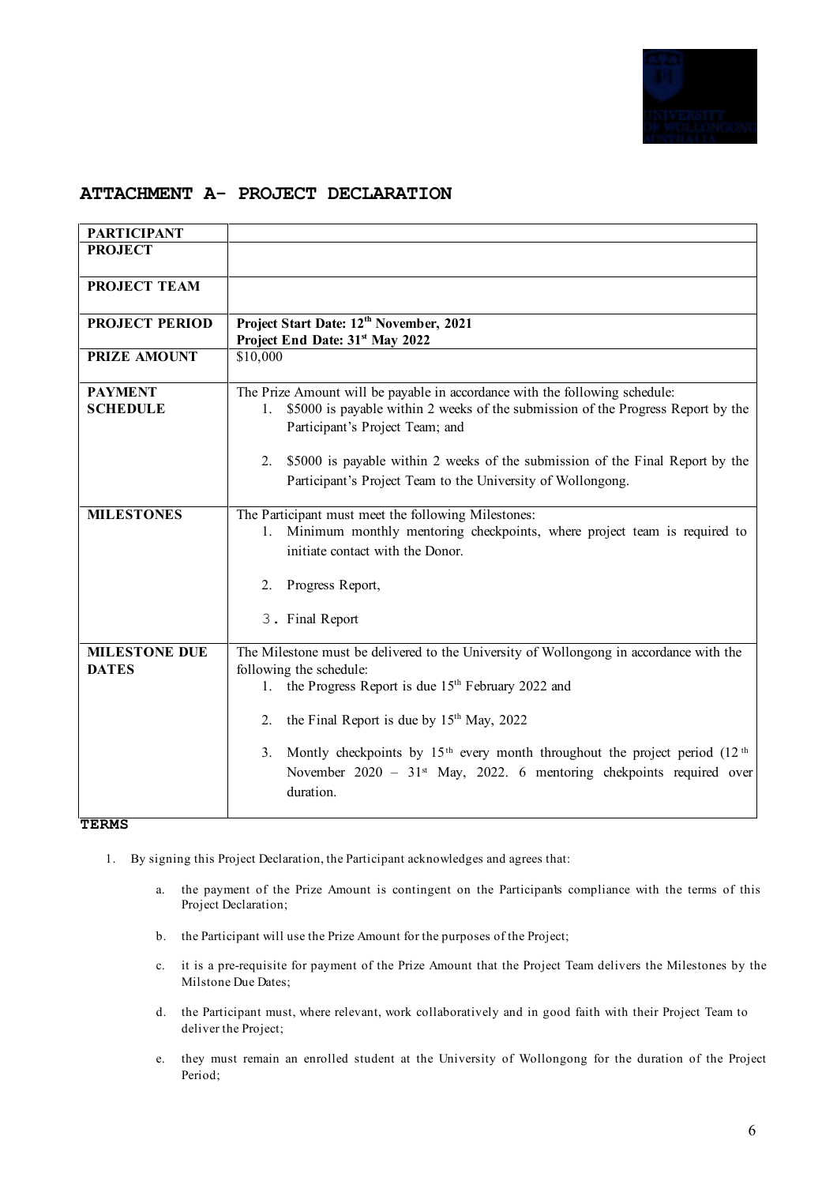## ATTACHMENT A- PROJECT DECLARATION

| PARTICIPANT | |
|---|---|
| **PROJECT** | |
| **PROJECT TEAM** | |
| **PROJECT PERIOD** | **Project Start Date: 12th November, 2021**<br>**Project End Date: 31st May 2022** |
| **PRIZE AMOUNT** | $10,000 |
| **PAYMENT SCHEDULE** | The Prize Amount will be payable in accordance with the following schedule:<br>1. $5000 is payable within 2 weeks of the submission of the Progress Report by the Participant's Project Team; and<br>2. $5000 is payable within 2 weeks of the submission of the Final Report by the Participant's Project Team to the University of Wollongong. |
| **MILESTONES** | The Participant must meet the following Milestones:<br>1. Minimum monthly mentoring checkpoints, where project team is required to initiate contact with the Donor.<br>2. Progress Report,<br>3. Final Report |
| **MILESTONE DUE DATES** | The Milestone must be delivered to the University of Wollongong in accordance with the following the schedule:<br>1. the Progress Report is due 15th February 2022 and<br>2. the Final Report is due by 15th May, 2022<br>3. Montly checkpoints by 15th every month throughout the project period (12th November 2020 – 31st May, 2022. 6 mentoring chekpoints required over duration. |

**TERMS**

1. By signing this Project Declaration, the Participant acknowledges and agrees that:

    a. the payment of the Prize Amount is contingent on the Participant's compliance with the terms of this Project Declaration;

    b. the Participant will use the Prize Amount for the purposes of the Project;

    c. it is a pre-requisite for payment of the Prize Amount that the Project Team delivers the Milestones by the Milstone Due Dates;

    d. the Participant must, where relevant, work collaboratively and in good faith with their Project Team to deliver the Project;

    e. they must remain an enrolled student at the University of Wollongong for the duration of the Project Period;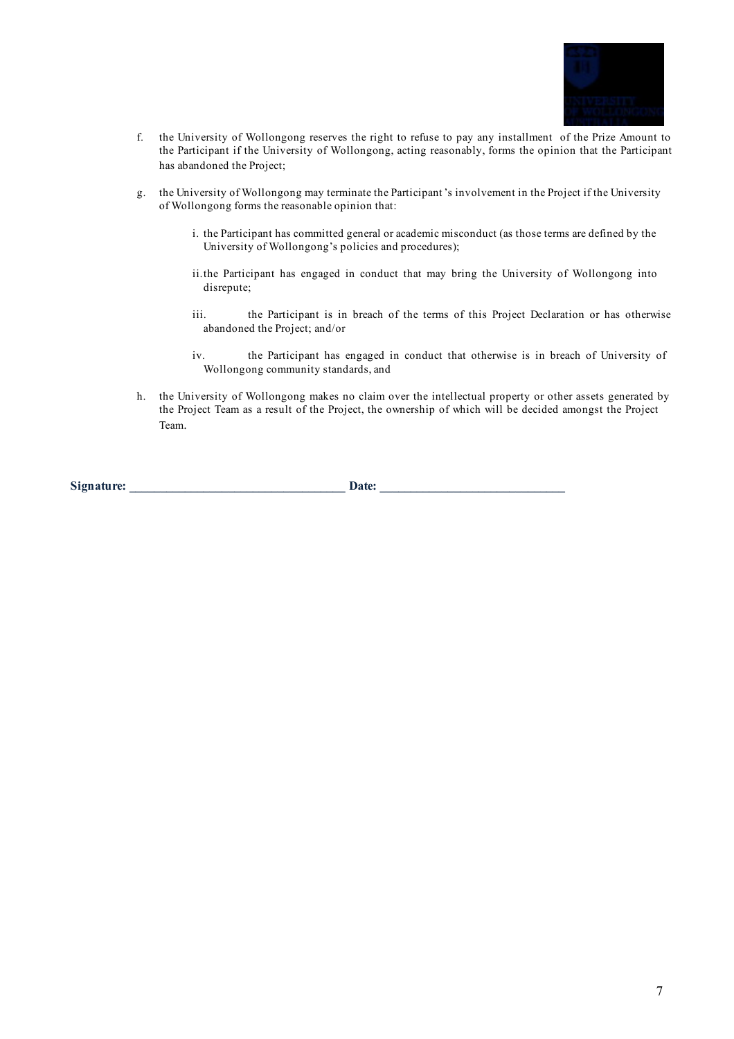f. the University of Wollongong reserves the right to refuse to pay any installment of the Prize Amount to the Participant if the University of Wollongong, acting reasonably, forms the opinion that the Participant has abandoned the Project;

g. the University of Wollongong may terminate the Participant's involvement in the Project if the University of Wollongong forms the reasonable opinion that:

   i. the Participant has committed general or academic misconduct (as those terms are defined by the University of Wollongong's policies and procedures);

   ii. the Participant has engaged in conduct that may bring the University of Wollongong into disrepute;

   iii. the Participant is in breach of the terms of this Project Declaration or has otherwise abandoned the Project; and/or

   iv. the Participant has engaged in conduct that otherwise is in breach of University of Wollongong community standards, and

h. the University of Wollongong makes no claim over the intellectual property or other assets generated by the Project Team as a result of the Project, the ownership of which will be decided amongst the Project Team.

**Signature: ___________________________________ Date: ______________________________**